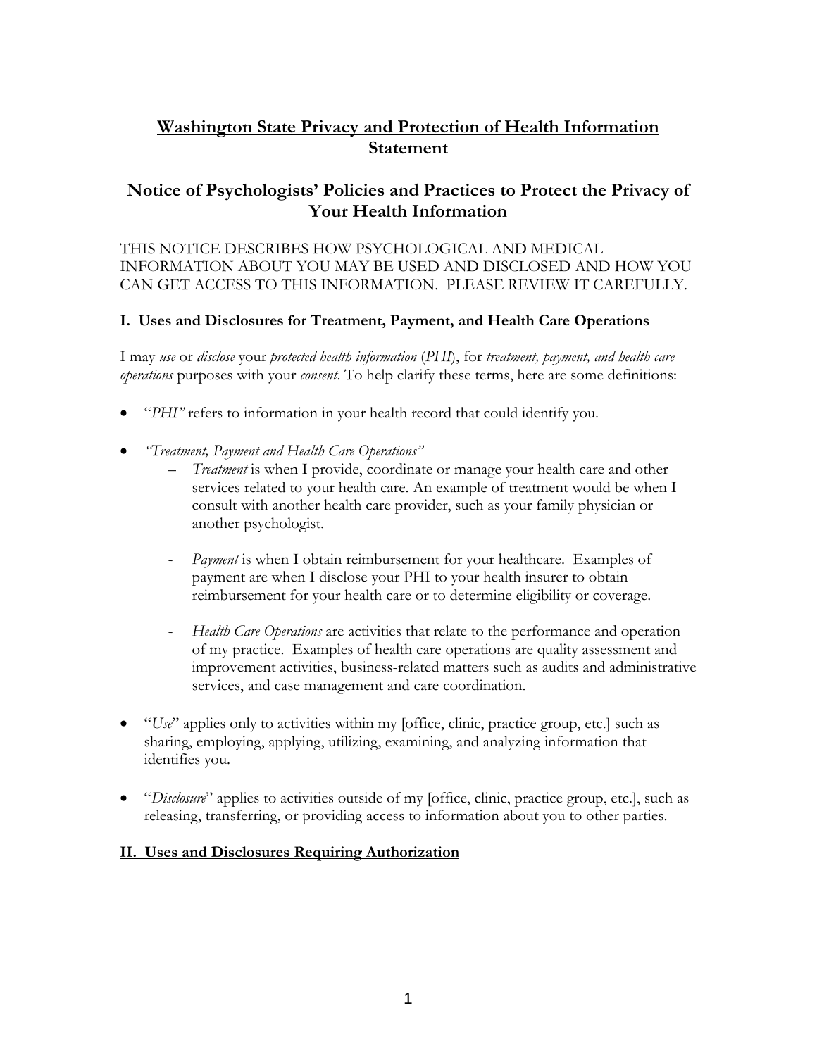# Washington State Privacy and Protection of Health Information Statement

## Notice of Psychologists' Policies and Practices to Protect the Privacy of Your Health Information

THIS NOTICE DESCRIBES HOW PSYCHOLOGICAL AND MEDICAL INFORMATION ABOUT YOU MAY BE USED AND DISCLOSED AND HOW YOU CAN GET ACCESS TO THIS INFORMATION. PLEASE REVIEW IT CAREFULLY.

### I. Uses and Disclosures for Treatment, Payment, and Health Care Operations

I may *use* or *disclose* your *protected health information* (*PHI*), for *treatment, payment, and health care operations* purposes with your *consent*. To help clarify these terms, here are some definitions:

- "*PHI*" refers to information in your health record that could identify you.
- *"Treatment, Payment and Health Care Operations"*
  - *Treatment* is when I provide, coordinate or manage your health care and other services related to your health care. An example of treatment would be when I consult with another health care provider, such as your family physician or another psychologist.
  - *Payment* is when I obtain reimbursement for your healthcare. Examples of payment are when I disclose your PHI to your health insurer to obtain reimbursement for your health care or to determine eligibility or coverage.
  - *Health Care Operations* are activities that relate to the performance and operation of my practice. Examples of health care operations are quality assessment and improvement activities, business-related matters such as audits and administrative services, and case management and care coordination.
- "*Use*" applies only to activities within my [office, clinic, practice group, etc.] such as sharing, employing, applying, utilizing, examining, and analyzing information that identifies you.
- "*Disclosure*" applies to activities outside of my [office, clinic, practice group, etc.], such as releasing, transferring, or providing access to information about you to other parties.

### II. Uses and Disclosures Requiring Authorization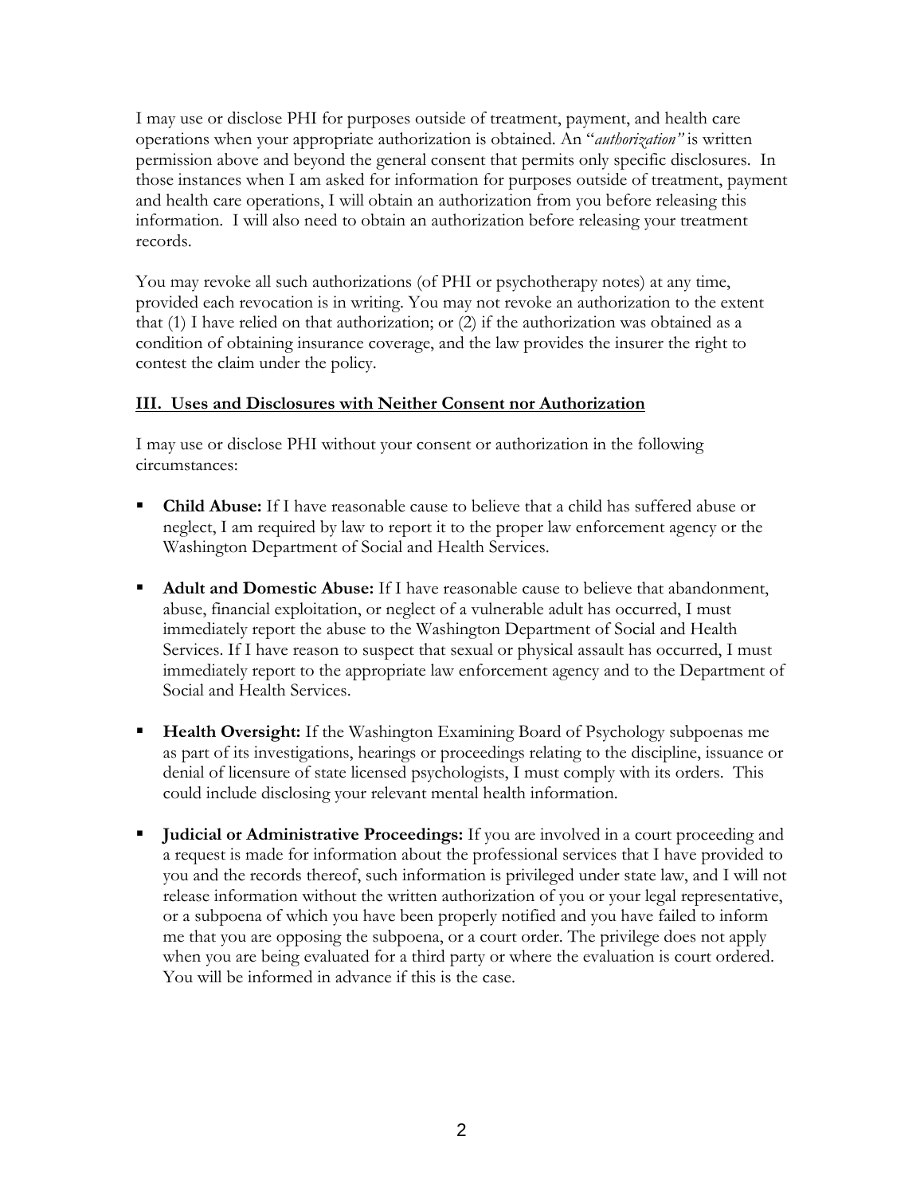I may use or disclose PHI for purposes outside of treatment, payment, and health care operations when your appropriate authorization is obtained. An "*authorization"* is written permission above and beyond the general consent that permits only specific disclosures. In those instances when I am asked for information for purposes outside of treatment, payment and health care operations, I will obtain an authorization from you before releasing this information. I will also need to obtain an authorization before releasing your treatment records.

You may revoke all such authorizations (of PHI or psychotherapy notes) at any time, provided each revocation is in writing. You may not revoke an authorization to the extent that (1) I have relied on that authorization; or (2) if the authorization was obtained as a condition of obtaining insurance coverage, and the law provides the insurer the right to contest the claim under the policy.

## III. Uses and Disclosures with Neither Consent nor Authorization

I may use or disclose PHI without your consent or authorization in the following circumstances:

- **Child Abuse:** If I have reasonable cause to believe that a child has suffered abuse or neglect, I am required by law to report it to the proper law enforcement agency or the Washington Department of Social and Health Services.
- **Adult and Domestic Abuse:** If I have reasonable cause to believe that abandonment, abuse, financial exploitation, or neglect of a vulnerable adult has occurred, I must immediately report the abuse to the Washington Department of Social and Health Services. If I have reason to suspect that sexual or physical assault has occurred, I must immediately report to the appropriate law enforcement agency and to the Department of Social and Health Services.
- **Health Oversight:** If the Washington Examining Board of Psychology subpoenas me as part of its investigations, hearings or proceedings relating to the discipline, issuance or denial of licensure of state licensed psychologists, I must comply with its orders. This could include disclosing your relevant mental health information.
- **Judicial or Administrative Proceedings:** If you are involved in a court proceeding and a request is made for information about the professional services that I have provided to you and the records thereof, such information is privileged under state law, and I will not release information without the written authorization of you or your legal representative, or a subpoena of which you have been properly notified and you have failed to inform me that you are opposing the subpoena, or a court order. The privilege does not apply when you are being evaluated for a third party or where the evaluation is court ordered. You will be informed in advance if this is the case.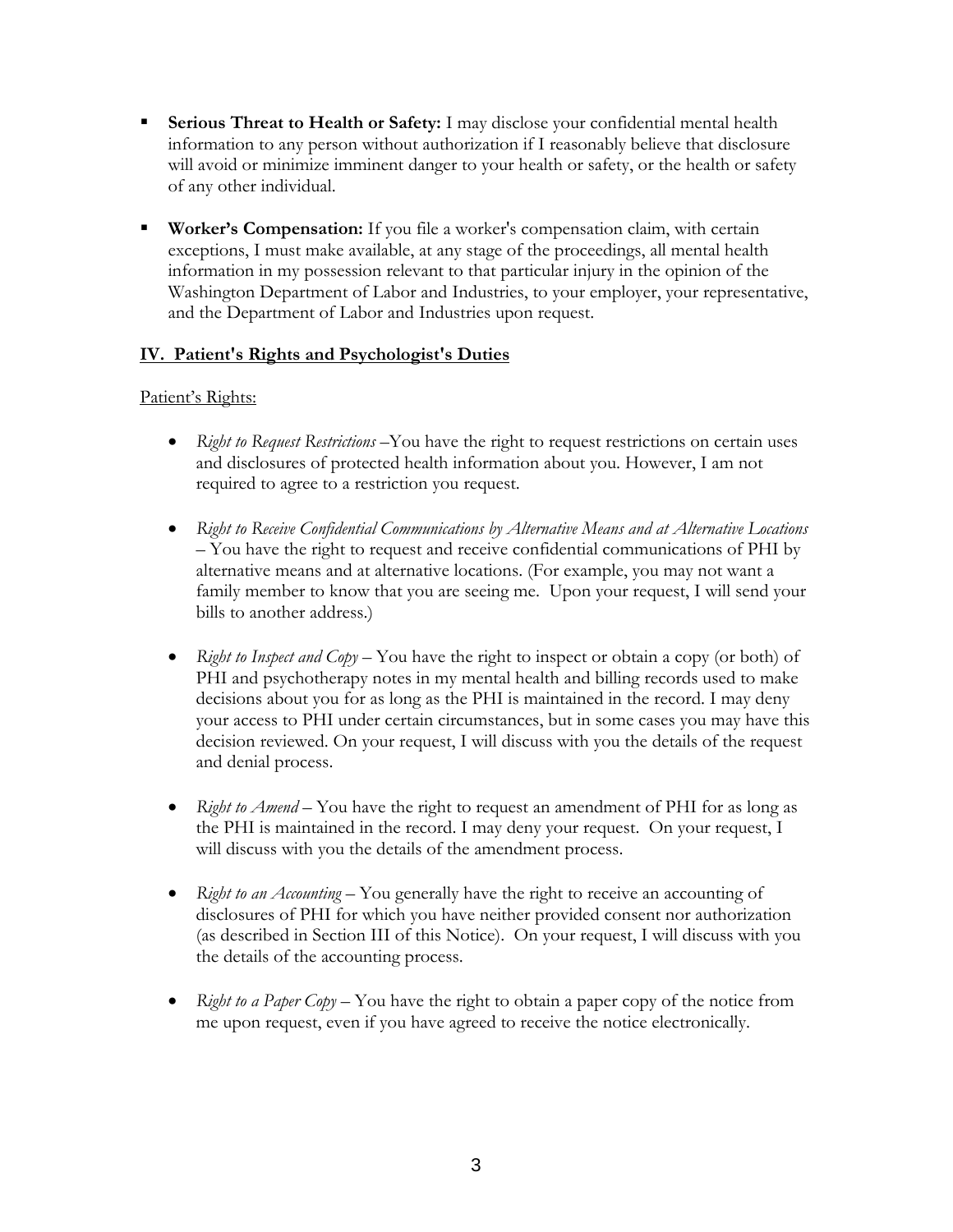- **Serious Threat to Health or Safety:** I may disclose your confidential mental health information to any person without authorization if I reasonably believe that disclosure will avoid or minimize imminent danger to your health or safety, or the health or safety of any other individual.

- **Worker's Compensation:** If you file a worker's compensation claim, with certain exceptions, I must make available, at any stage of the proceedings, all mental health information in my possession relevant to that particular injury in the opinion of the Washington Department of Labor and Industries, to your employer, your representative, and the Department of Labor and Industries upon request.

## IV. Patient's Rights and Psychologist's Duties

Patient's Rights:

- *Right to Request Restrictions* –You have the right to request restrictions on certain uses and disclosures of protected health information about you. However, I am not required to agree to a restriction you request.

- *Right to Receive Confidential Communications by Alternative Means and at Alternative Locations* – You have the right to request and receive confidential communications of PHI by alternative means and at alternative locations. (For example, you may not want a family member to know that you are seeing me. Upon your request, I will send your bills to another address.)

- *Right to Inspect and Copy* – You have the right to inspect or obtain a copy (or both) of PHI and psychotherapy notes in my mental health and billing records used to make decisions about you for as long as the PHI is maintained in the record. I may deny your access to PHI under certain circumstances, but in some cases you may have this decision reviewed. On your request, I will discuss with you the details of the request and denial process.

- *Right to Amend* – You have the right to request an amendment of PHI for as long as the PHI is maintained in the record. I may deny your request. On your request, I will discuss with you the details of the amendment process.

- *Right to an Accounting* – You generally have the right to receive an accounting of disclosures of PHI for which you have neither provided consent nor authorization (as described in Section III of this Notice). On your request, I will discuss with you the details of the accounting process.

- *Right to a Paper Copy* – You have the right to obtain a paper copy of the notice from me upon request, even if you have agreed to receive the notice electronically.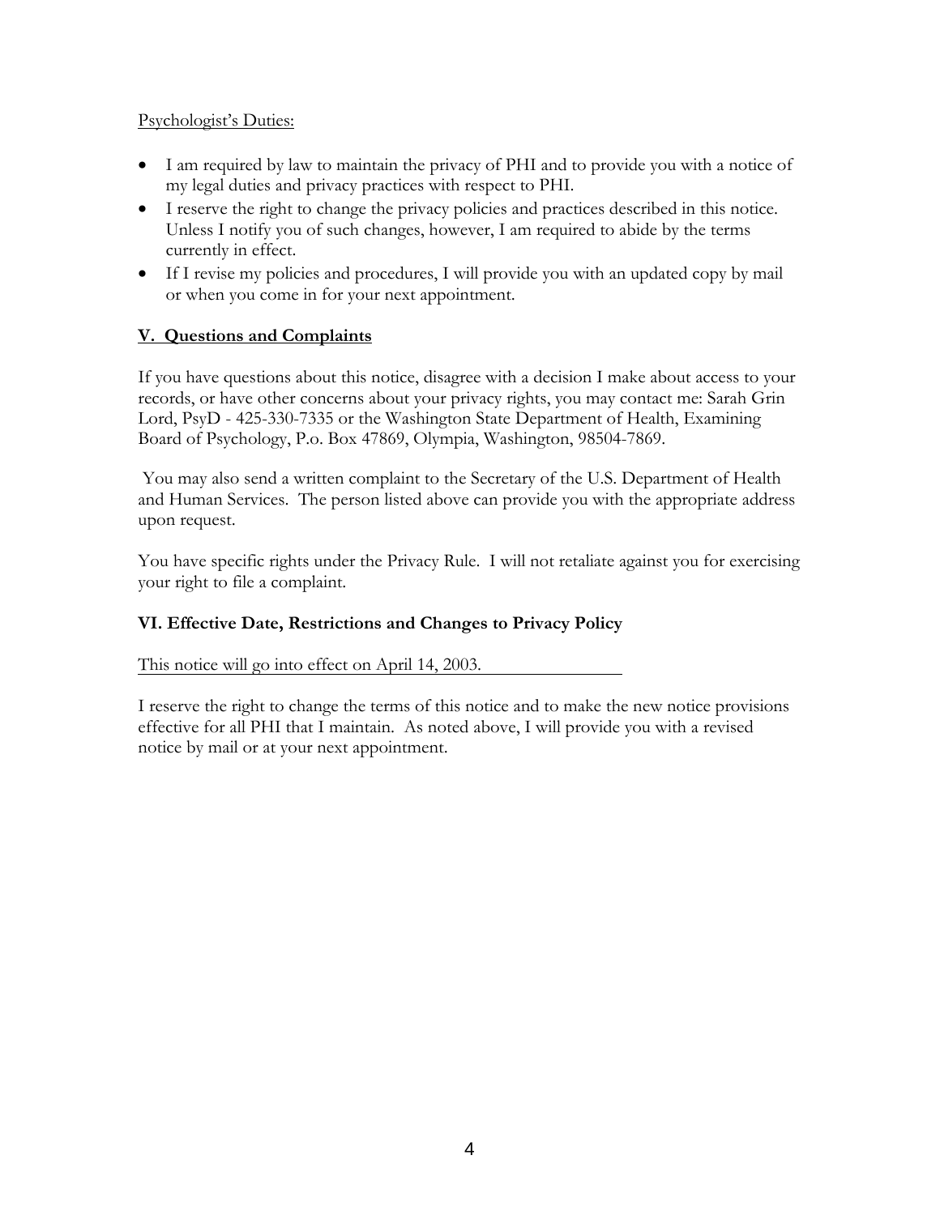Psychologist's Duties:

- I am required by law to maintain the privacy of PHI and to provide you with a notice of my legal duties and privacy practices with respect to PHI.
- I reserve the right to change the privacy policies and practices described in this notice. Unless I notify you of such changes, however, I am required to abide by the terms currently in effect.
- If I revise my policies and procedures, I will provide you with an updated copy by mail or when you come in for your next appointment.

## V. Questions and Complaints

If you have questions about this notice, disagree with a decision I make about access to your records, or have other concerns about your privacy rights, you may contact me: Sarah Grin Lord, PsyD - 425-330-7335 or the Washington State Department of Health, Examining Board of Psychology, P.o. Box 47869, Olympia, Washington, 98504-7869.

You may also send a written complaint to the Secretary of the U.S. Department of Health and Human Services. The person listed above can provide you with the appropriate address upon request.

You have specific rights under the Privacy Rule. I will not retaliate against you for exercising your right to file a complaint.

## VI. Effective Date, Restrictions and Changes to Privacy Policy

This notice will go into effect on April 14, 2003.

I reserve the right to change the terms of this notice and to make the new notice provisions effective for all PHI that I maintain. As noted above, I will provide you with a revised notice by mail or at your next appointment.